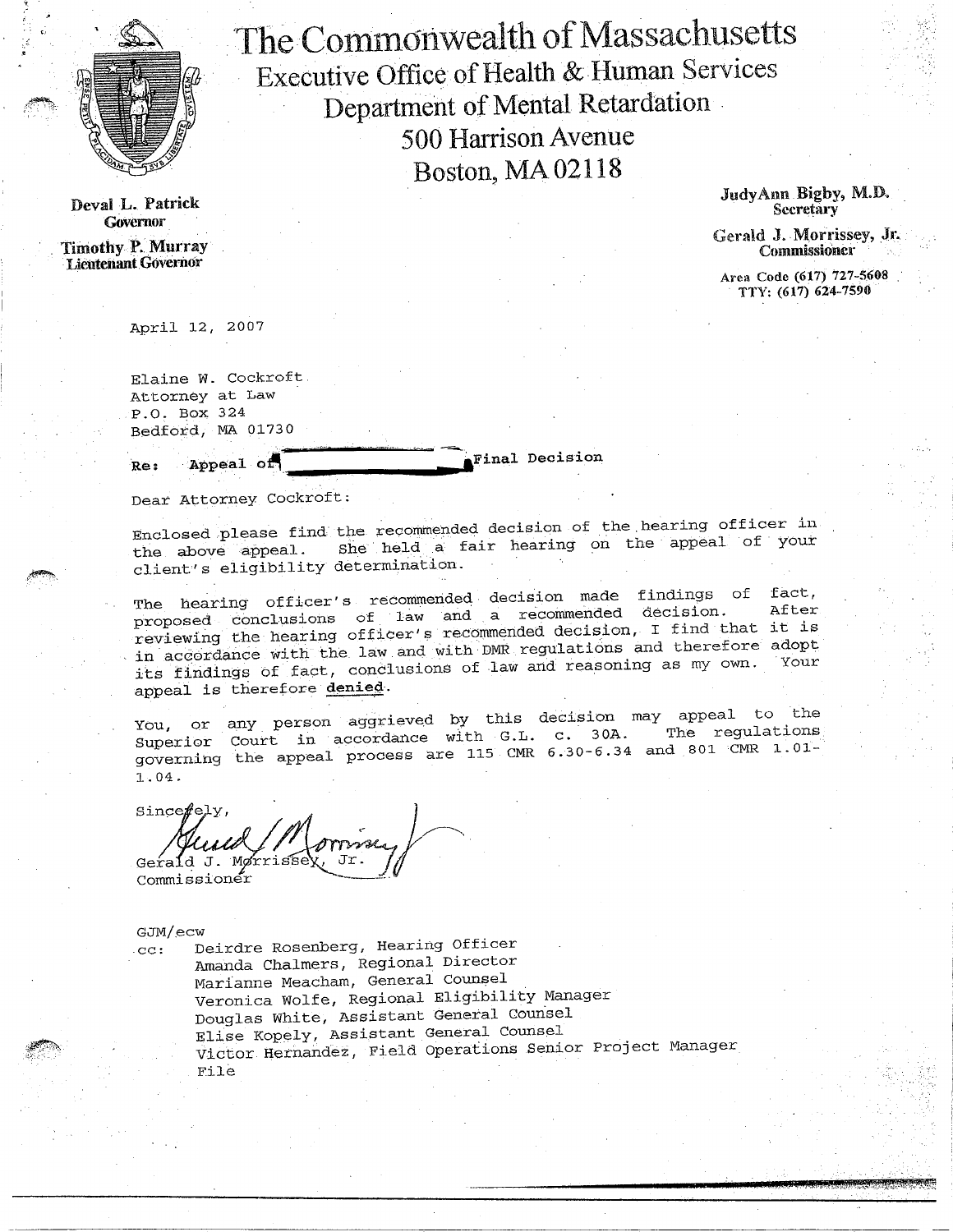# The Commonwealth of Massachusetts
## Executive Office of Health & Human Services
## Department of Mental Retardation
500 Harrison Avenue
Boston, MA 02118

**Deval L. Patrick**
**Governor**

**Timothy P. Murray**
**Lieutenant Governor**

**JudyAnn Bigby, M.D.**
**Secretary**

**Gerald J. Morrissey, Jr.**
**Commissioner**

Area Code (617) 727-5608
TTY: (617) 624-7590

April 12, 2007

Elaine W. Cockroft
Attorney at Law
P.O. Box 324
Bedford, MA 01730

Re: Appeal of [redacted] Final Decision

Dear Attorney Cockroft:

Enclosed please find the recommended decision of the hearing officer in the above appeal. She held a fair hearing on the appeal of your client's eligibility determination.

The hearing officer's recommended decision made findings of fact, proposed conclusions of law and a recommended decision. After reviewing the hearing officer's recommended decision, I find that it is in accordance with the law and with DMR regulations and therefore adopt its findings of fact, conclusions of law and reasoning as my own. Your appeal is therefore **denied**.

You, or any person aggrieved by this decision may appeal to the Superior Court in accordance with G.L. c. 30A. The regulations governing the appeal process are 115 CMR 6.30-6.34 and 801 CMR 1.01-1.04.

Sincerely,

Gerald J. Morrissey, Jr.
Commissioner

GJM/ecw

cc: Deirdre Rosenberg, Hearing Officer
Amanda Chalmers, Regional Director
Marianne Meacham, General Counsel
Veronica Wolfe, Regional Eligibility Manager
Douglas White, Assistant General Counsel
Elise Kopely, Assistant General Counsel
Victor Hernandez, Field Operations Senior Project Manager
File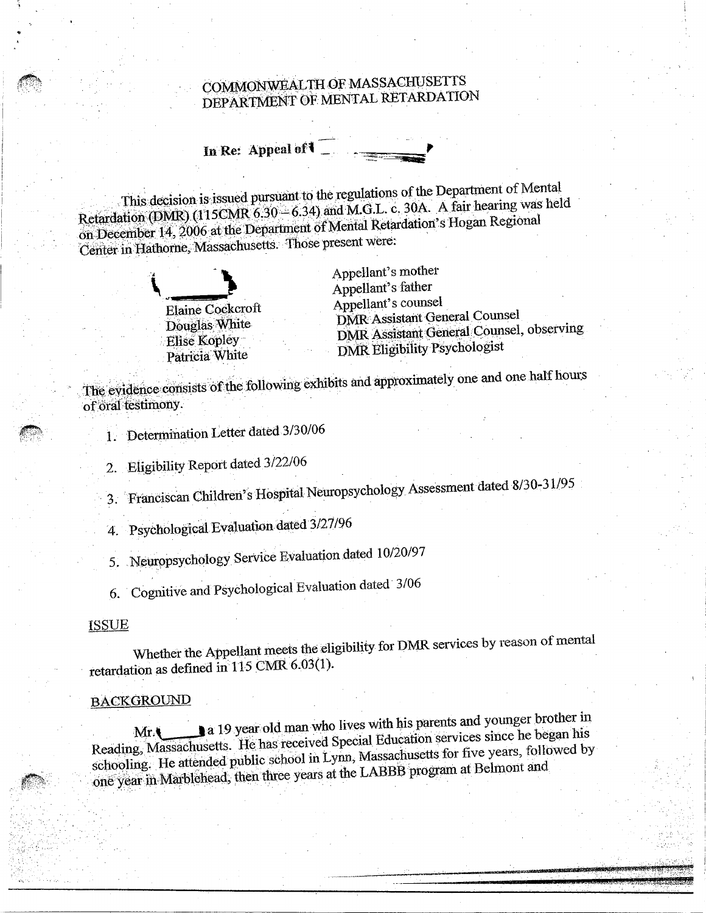COMMONWEALTH OF MASSACHUSETTS
DEPARTMENT OF MENTAL RETARDATION

**In Re: Appeal of**

This decision is issued pursuant to the regulations of the Department of Mental Retardation (DMR) (115CMR 6.30 – 6.34) and M.G.L. c. 30A. A fair hearing was held on December 14, 2006 at the Department of Mental Retardation's Hogan Regional Center in Hathorne, Massachusetts. Those present were:

| | |
|---|---|
| | Appellant's mother |
| | Appellant's father |
| Elaine Cockcroft | Appellant's counsel |
| Douglas White | DMR Assistant General Counsel |
| Elise Kopley | DMR Assistant General Counsel, observing |
| Patricia White | DMR Eligibility Psychologist |

The evidence consists of the following exhibits and approximately one and one half hours of oral testimony.

1. Determination Letter dated 3/30/06
2. Eligibility Report dated 3/22/06
3. Franciscan Children's Hospital Neuropsychology Assessment dated 8/30-31/95
4. Psychological Evaluation dated 3/27/96
5. Neuropsychology Service Evaluation dated 10/20/97
6. Cognitive and Psychological Evaluation dated 3/06

## ISSUE

Whether the Appellant meets the eligibility for DMR services by reason of mental retardation as defined in 115 CMR 6.03(1).

## BACKGROUND

Mr. a 19 year old man who lives with his parents and younger brother in Reading, Massachusetts. He has received Special Education services since he began his schooling. He attended public school in Lynn, Massachusetts for five years, followed by one year in Marblehead, then three years at the LABBB program at Belmont and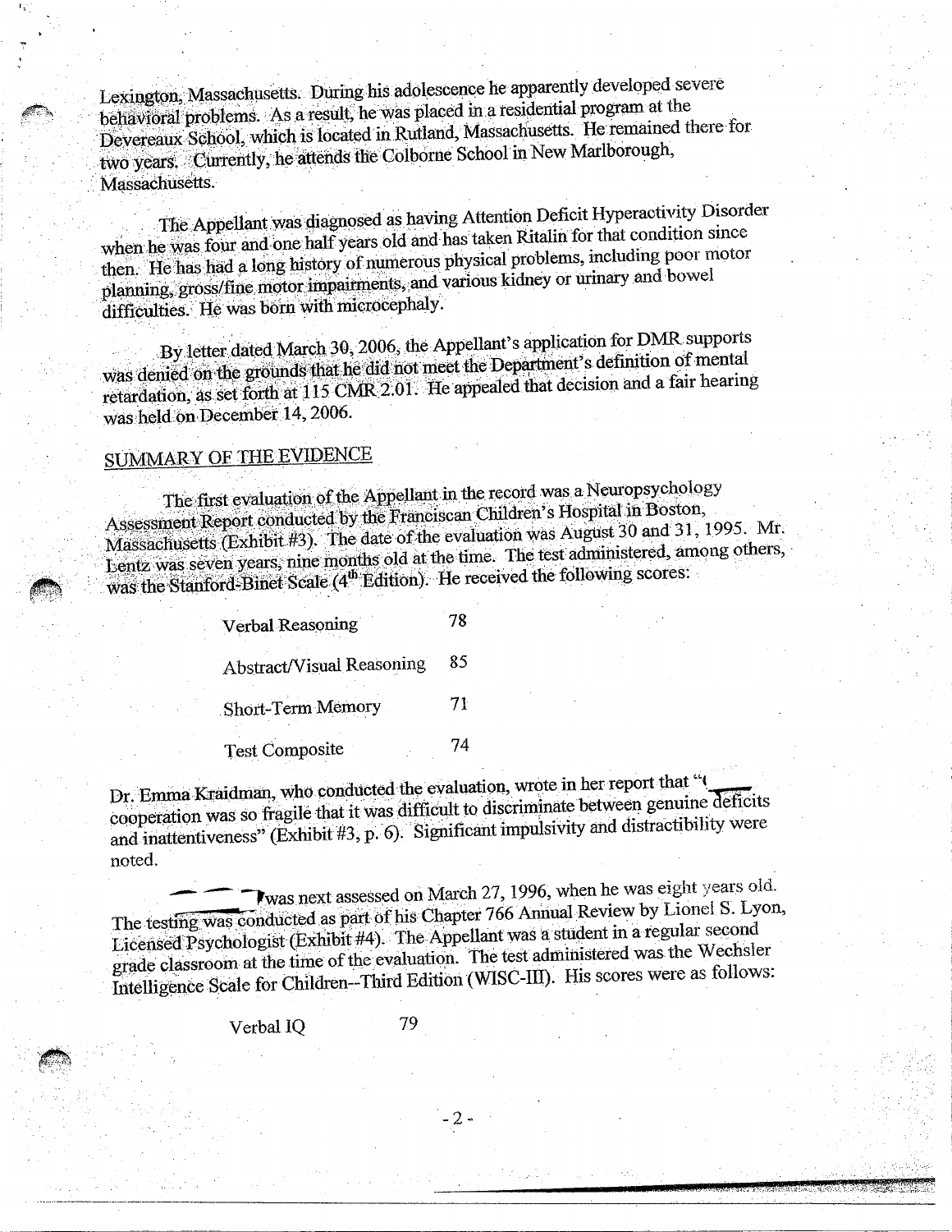Lexington, Massachusetts. During his adolescence he apparently developed severe behavioral problems. As a result, he was placed in a residential program at the Devereaux School, which is located in Rutland, Massachusetts. He remained there for two years. Currently, he attends the Colborne School in New Marlborough, Massachusetts.

The Appellant was diagnosed as having Attention Deficit Hyperactivity Disorder when he was four and one half years old and has taken Ritalin for that condition since then. He has had a long history of numerous physical problems, including poor motor planning, gross/fine motor impairments, and various kidney or urinary and bowel difficulties. He was born with microcephaly.

By letter dated March 30, 2006, the Appellant's application for DMR supports was denied on the grounds that he did not meet the Department's definition of mental retardation, as set forth at 115 CMR 2.01. He appealed that decision and a fair hearing was held on December 14, 2006.

## SUMMARY OF THE EVIDENCE

The first evaluation of the Appellant in the record was a Neuropsychology Assessment Report conducted by the Franciscan Children's Hospital in Boston, Massachusetts (Exhibit #3). The date of the evaluation was August 30 and 31, 1995. Mr. Lentz was seven years, nine months old at the time. The test administered, among others, was the Stanford-Binet Scale (4th Edition). He received the following scores:

| | |
|---|---|
| Verbal Reasoning | 78 |
| Abstract/Visual Reasoning | 85 |
| Short-Term Memory | 71 |
| Test Composite | 74 |

Dr. Emma Kraidman, who conducted the evaluation, wrote in her report that "\_\_\_\_ cooperation was so fragile that it was difficult to discriminate between genuine deficits and inattentiveness" (Exhibit #3, p. 6). Significant impulsivity and distractibility were noted.

\_\_\_\_ was next assessed on March 27, 1996, when he was eight years old. The testing was conducted as part of his Chapter 766 Annual Review by Lionel S. Lyon, Licensed Psychologist (Exhibit #4). The Appellant was a student in a regular second grade classroom at the time of the evaluation. The test administered was the Wechsler Intelligence Scale for Children--Third Edition (WISC-III). His scores were as follows:

| | |
|---|---|
| Verbal IQ | 79 |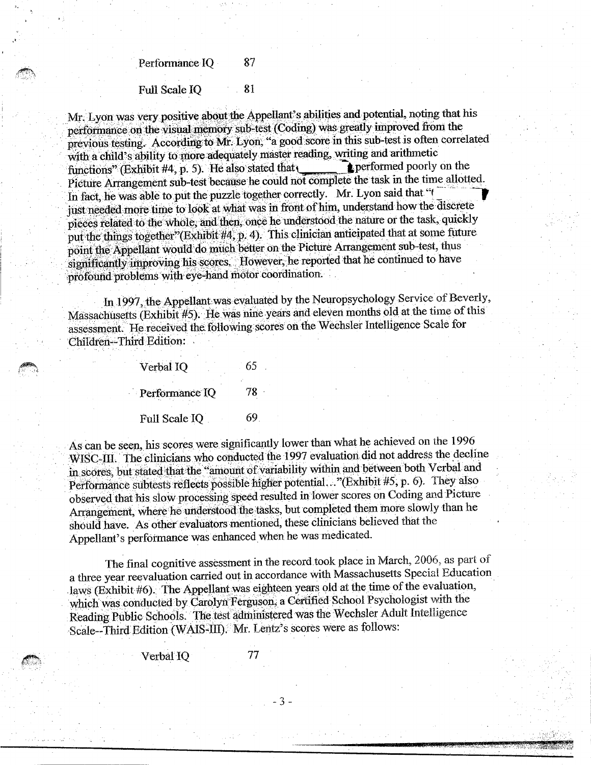Performance IQ 87

Full Scale IQ 81

Mr. Lyon was very positive about the Appellant's abilities and potential, noting that his performance on the visual memory sub-test (Coding) was greatly improved from the previous testing. According to Mr. Lyon, "a good score in this sub-test is often correlated with a child's ability to more adequately master reading, writing and arithmetic functions" (Exhibit #4, p. 5). He also stated that performed poorly on the Picture Arrangement sub-test because he could not complete the task in the time allotted. In fact, he was able to put the puzzle together correctly. Mr. Lyon said that " just needed more time to look at what was in front of him, understand how the discrete pieces related to the whole, and then, once he understood the nature or the task, quickly put the things together"(Exhibit #4, p. 4). This clinician anticipated that at some future point the Appellant would do much better on the Picture Arrangement sub-test, thus significantly improving his scores. However, he reported that he continued to have profound problems with eye-hand motor coordination.

In 1997, the Appellant was evaluated by the Neuropsychology Service of Beverly, Massachusetts (Exhibit #5). He was nine years and eleven months old at the time of this assessment. He received the following scores on the Wechsler Intelligence Scale for Children--Third Edition:

| | |
|---|---|
| Verbal IQ | 65 |
| Performance IQ | 78 |
| Full Scale IQ | 69 |

As can be seen, his scores were significantly lower than what he achieved on the 1996 WISC-III. The clinicians who conducted the 1997 evaluation did not address the decline in scores, but stated that the "amount of variability within and between both Verbal and Performance subtests reflects possible higher potential..."(Exhibit #5, p. 6). They also observed that his slow processing speed resulted in lower scores on Coding and Picture Arrangement, where he understood the tasks, but completed them more slowly than he should have. As other evaluators mentioned, these clinicians believed that the Appellant's performance was enhanced when he was medicated.

The final cognitive assessment in the record took place in March, 2006, as part of a three year reevaluation carried out in accordance with Massachusetts Special Education laws (Exhibit #6). The Appellant was eighteen years old at the time of the evaluation, which was conducted by Carolyn Ferguson, a Certified School Psychologist with the Reading Public Schools. The test administered was the Wechsler Adult Intelligence Scale--Third Edition (WAIS-III). Mr. Lentz's scores were as follows:

Verbal IQ 77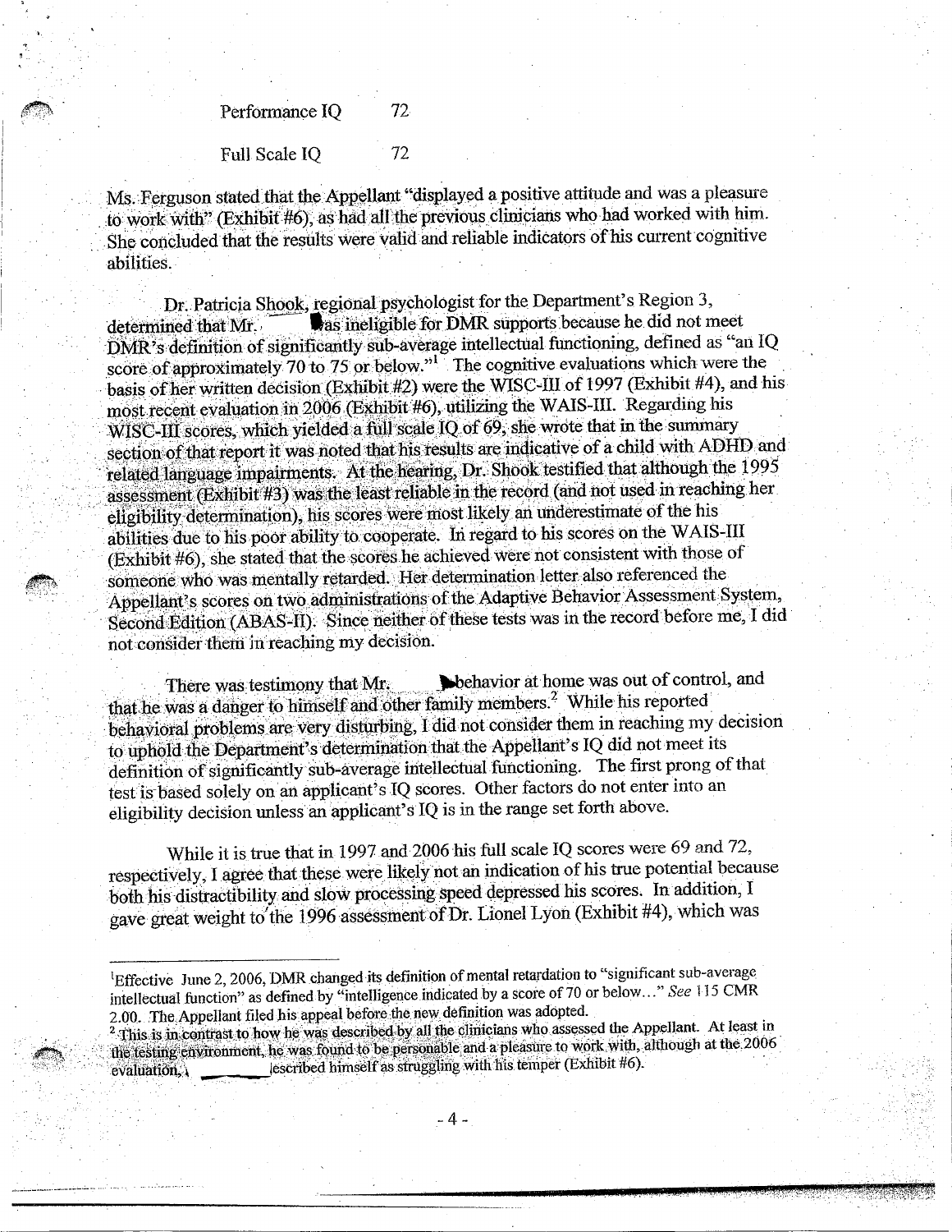| | |
|---|---|
| Performance IQ | 72 |
| Full Scale IQ | 72 |

Ms. Ferguson stated that the Appellant "displayed a positive attitude and was a pleasure to work with" (Exhibit #6), as had all the previous clinicians who had worked with him. She concluded that the results were valid and reliable indicators of his current cognitive abilities.

Dr. Patricia Shook, regional psychologist for the Department's Region 3, determined that Mr. was ineligible for DMR supports because he did not meet DMR's definition of significantly sub-average intellectual functioning, defined as "an IQ score of approximately 70 to 75 or below."[1] The cognitive evaluations which were the basis of her written decision (Exhibit #2) were the WISC-III of 1997 (Exhibit #4), and his most recent evaluation in 2006 (Exhibit #6), utilizing the WAIS-III. Regarding his WISC-III scores, which yielded a full scale IQ of 69, she wrote that in the summary section of that report it was noted that his results are indicative of a child with ADHD and related language impairments. At the hearing, Dr. Shook testified that although the 1995 assessment (Exhibit #3) was the least reliable in the record (and not used in reaching her eligibility determination), his scores were most likely an underestimate of the his abilities due to his poor ability to cooperate. In regard to his scores on the WAIS-III (Exhibit #6), she stated that the scores he achieved were not consistent with those of someone who was mentally retarded. Her determination letter also referenced the Appellant's scores on two administrations of the Adaptive Behavior Assessment System, Second Edition (ABAS-II). Since neither of these tests was in the record before me, I did not consider them in reaching my decision.

There was testimony that Mr. behavior at home was out of control, and that he was a danger to himself and other family members.[2] While his reported behavioral problems are very disturbing, I did not consider them in reaching my decision to uphold the Department's determination that the Appellant's IQ did not meet its definition of significantly sub-average intellectual functioning. The first prong of that test is based solely on an applicant's IQ scores. Other factors do not enter into an eligibility decision unless an applicant's IQ is in the range set forth above.

While it is true that in 1997 and 2006 his full scale IQ scores were 69 and 72, respectively, I agree that these were likely not an indication of his true potential because both his distractibility and slow processing speed depressed his scores. In addition, I gave great weight to the 1996 assessment of Dr. Lionel Lyon (Exhibit #4), which was

---

[1] Effective June 2, 2006, DMR changed its definition of mental retardation to "significant sub-average intellectual function" as defined by "intelligence indicated by a score of 70 or below..." *See* 115 CMR 2.00. The Appellant filed his appeal before the new definition was adopted.

[2] This is in contrast to how he was described by all the clinicians who assessed the Appellant. At least in the testing environment, he was found to be personable and a pleasure to work with, although at the 2006 evaluation, described himself as struggling with his temper (Exhibit #6).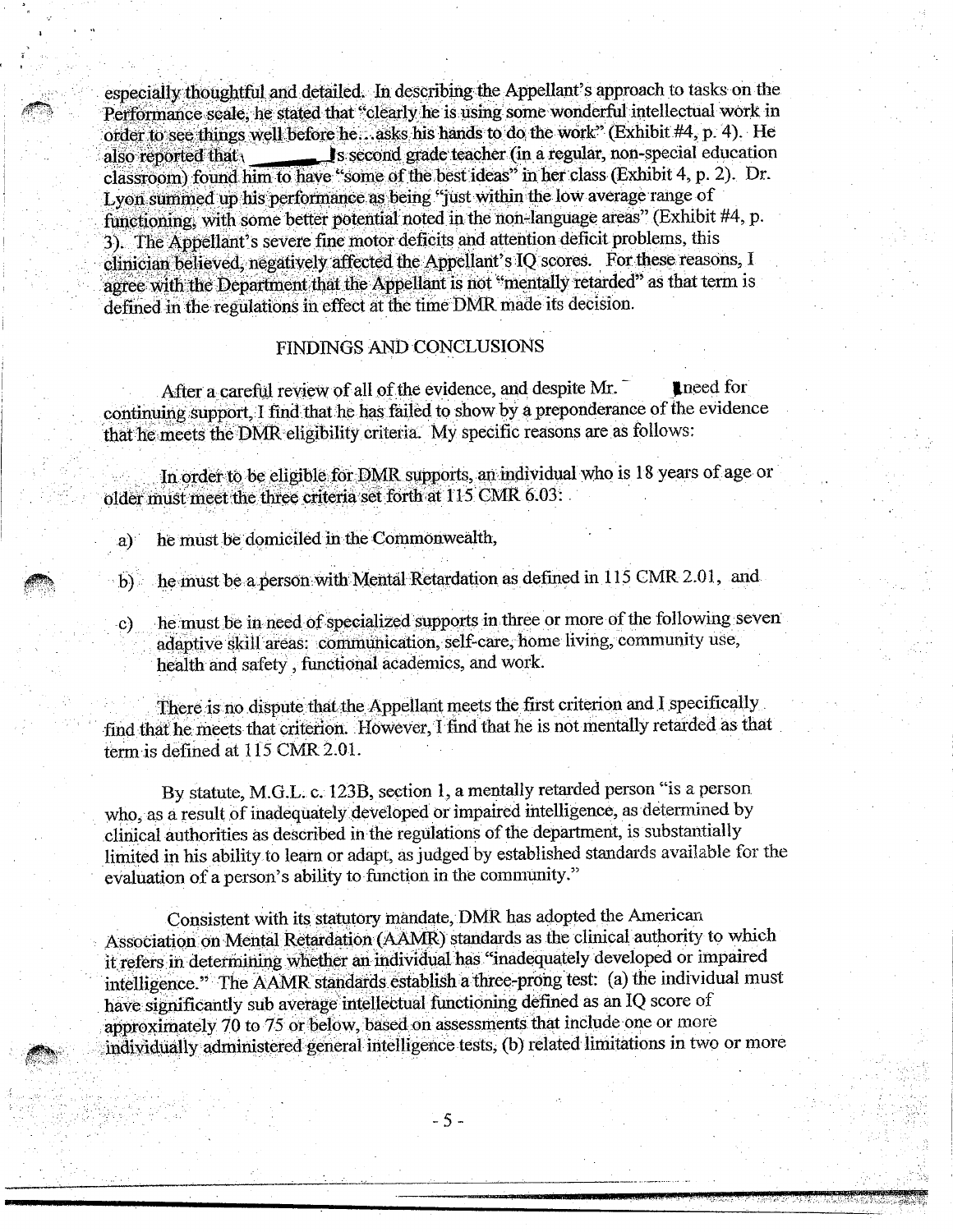especially thoughtful and detailed. In describing the Appellant's approach to tasks on the Performance scale, he stated that "clearly he is using some wonderful intellectual work in order to see things well before he…asks his hands to do the work" (Exhibit #4, p. 4). He also reported that _______'s second grade teacher (in a regular, non-special education classroom) found him to have "some of the best ideas" in her class (Exhibit 4, p. 2). Dr. Lyon summed up his performance as being "just within the low average range of functioning, with some better potential noted in the non-language areas" (Exhibit #4, p. 3). The Appellant's severe fine motor deficits and attention deficit problems, this clinician believed, negatively affected the Appellant's IQ scores. For these reasons, I agree with the Department that the Appellant is not "mentally retarded" as that term is defined in the regulations in effect at the time DMR made its decision.

## FINDINGS AND CONCLUSIONS

After a careful review of all of the evidence, and despite Mr. _______'s need for continuing support, I find that he has failed to show by a preponderance of the evidence that he meets the DMR eligibility criteria. My specific reasons are as follows:

In order to be eligible for DMR supports, an individual who is 18 years of age or older must meet the three criteria set forth at 115 CMR 6.03:

a) he must be domiciled in the Commonwealth,

b) he must be a person with Mental Retardation as defined in 115 CMR 2.01, and

c) he must be in need of specialized supports in three or more of the following seven adaptive skill areas: communication, self-care, home living, community use, health and safety, functional academics, and work.

There is no dispute that the Appellant meets the first criterion and I specifically find that he meets that criterion. However, I find that he is not mentally retarded as that term is defined at 115 CMR 2.01.

By statute, M.G.L. c. 123B, section 1, a mentally retarded person "is a person who, as a result of inadequately developed or impaired intelligence, as determined by clinical authorities as described in the regulations of the department, is substantially limited in his ability to learn or adapt, as judged by established standards available for the evaluation of a person's ability to function in the community."

Consistent with its statutory mandate, DMR has adopted the American Association on Mental Retardation (AAMR) standards as the clinical authority to which it refers in determining whether an individual has "inadequately developed or impaired intelligence." The AAMR standards establish a three-prong test: (a) the individual must have significantly sub average intellectual functioning defined as an IQ score of approximately 70 to 75 or below, based on assessments that include one or more individually administered general intelligence tests, (b) related limitations in two or more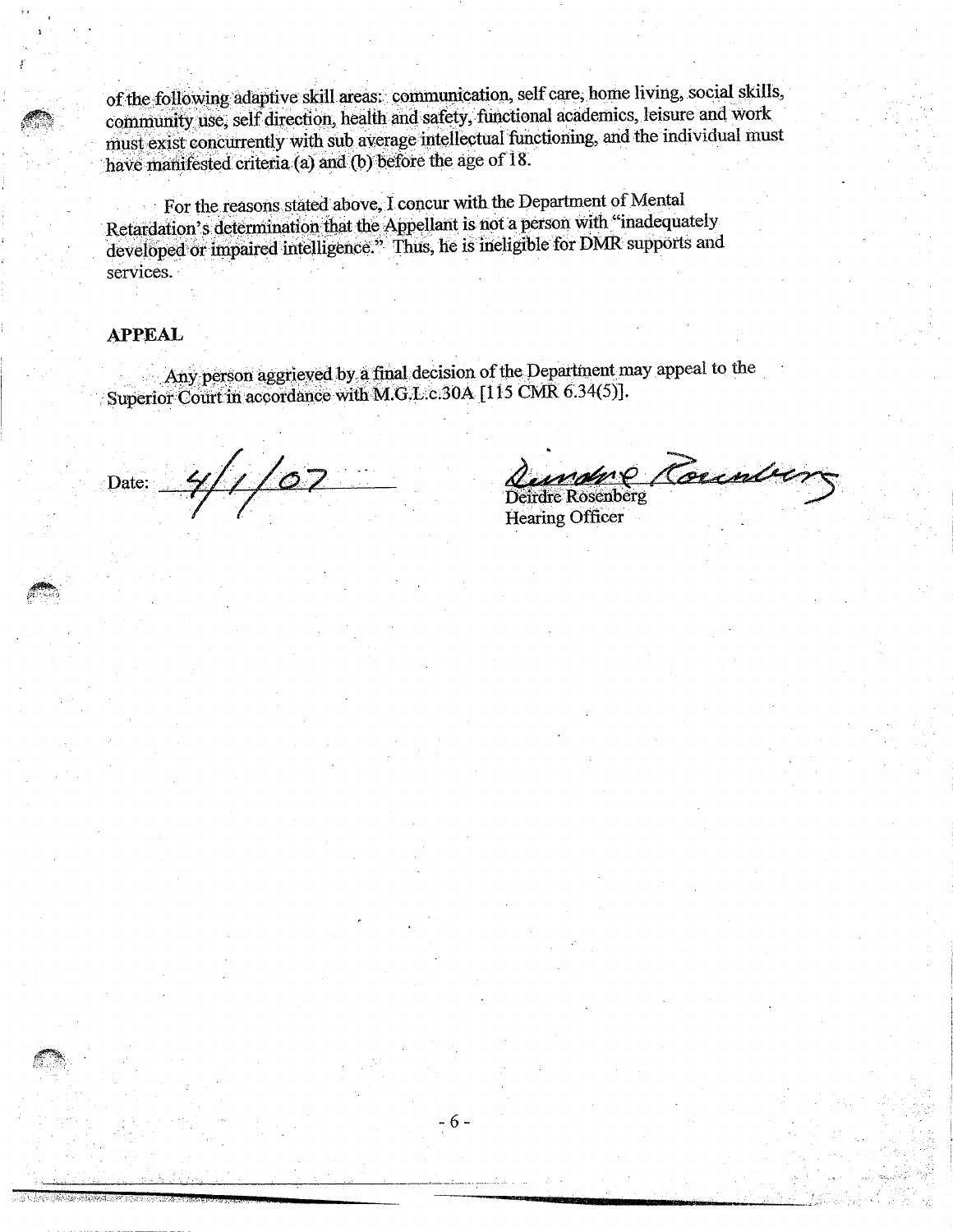of the following adaptive skill areas: communication, self care, home living, social skills, community use, self direction, health and safety, functional academics, leisure and work must exist concurrently with sub average intellectual functioning, and the individual must have manifested criteria (a) and (b) before the age of 18.

For the reasons stated above, I concur with the Department of Mental Retardation's determination that the Appellant is not a person with "inadequately developed or impaired intelligence." Thus, he is ineligible for DMR supports and services.

## APPEAL

Any person aggrieved by a final decision of the Department may appeal to the Superior Court in accordance with M.G.L.c.30A [115 CMR 6.34(5)].

Date: 4/1/07

Deirdre Rosenberg
Hearing Officer